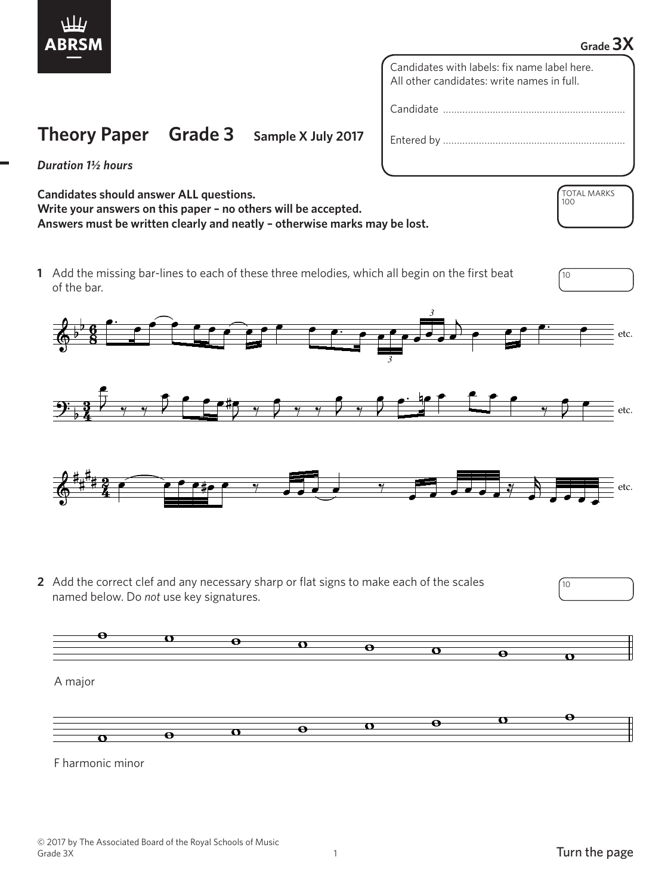Grade **3X**

Candidates with labels: fix name label here.
All other candidates: write names in full.

Candidate ..................................................................

Entered by ..................................................................

# Theory Paper Grade 3 Sample X July 2017

***Duration 1½ hours***

TOTAL MARKS 100

**Candidates should answer ALL questions.**
**Write your answers on this paper – no others will be accepted.**
**Answers must be written clearly and neatly – otherwise marks may be lost.**

**1** Add the missing bar-lines to each of these three melodies, which all begin on the first beat of the bar. | 10

etc.

etc.

etc.

**2** Add the correct clef and any necessary sharp or flat signs to make each of the scales named below. Do *not* use key signatures. | 10

A major

F harmonic minor

© 2017 by The Associated Board of the Royal Schools of Music

Turn the page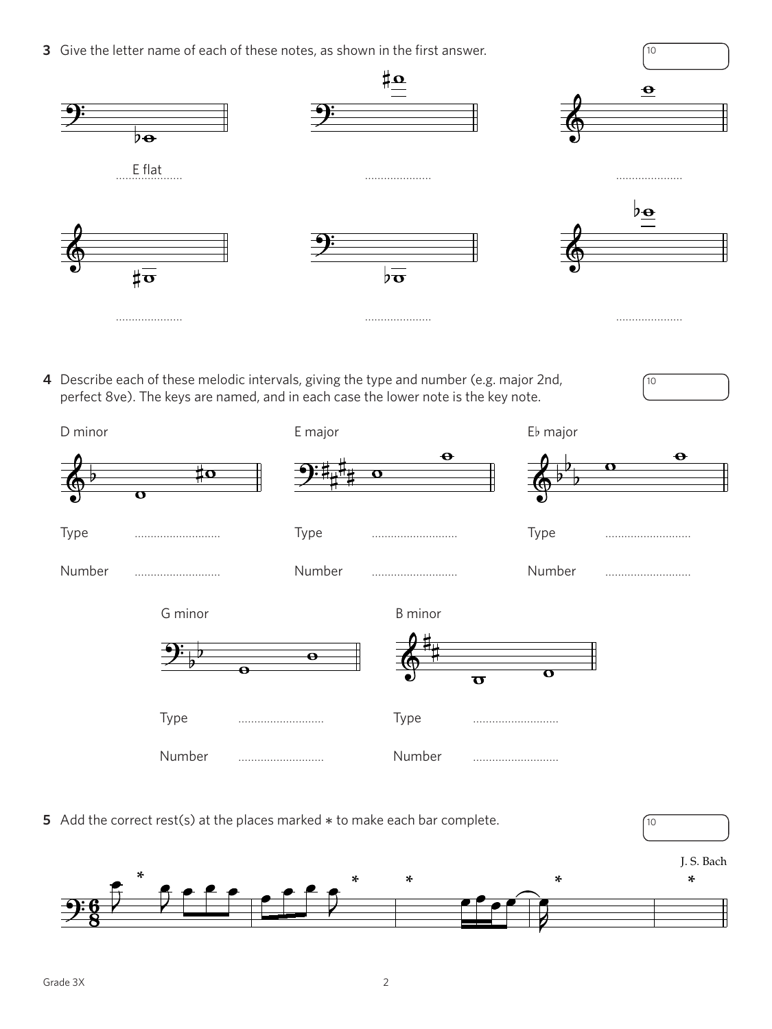**3** Give the letter name of each of these notes, as shown in the first answer.

10

E flat ..................... ..................... .....................

..................... ..................... .....................

**4** Describe each of these melodic intervals, giving the type and number (e.g. major 2nd, perfect 8ve). The keys are named, and in each case the lower note is the key note.

10

D minor

Type ...........................

Number ...........................

E major

Type ...........................

Number ...........................

E♭ major

Type ...........................

Number ...........................

G minor

Type ...........................

Number ...........................

B minor

Type ...........................

Number ...........................

**5** Add the correct rest(s) at the places marked * to make each bar complete.

10

J. S. Bach

Grade 3X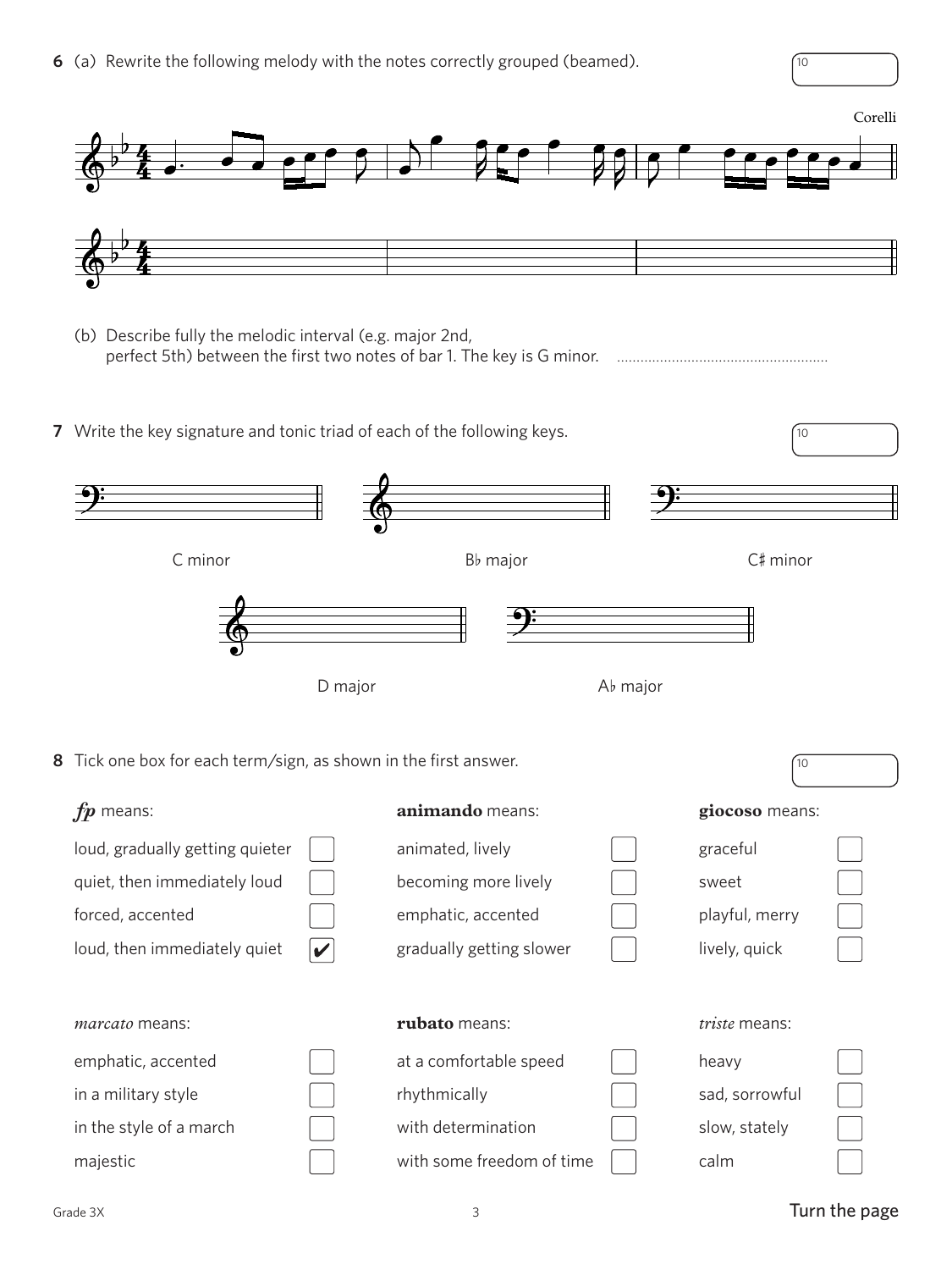**6** (a) Rewrite the following melody with the notes correctly grouped (beamed).

10

Corelli

(b) Describe fully the melodic interval (e.g. major 2nd, perfect 5th) between the first two notes of bar 1. The key is G minor. ......................................................

**7** Write the key signature and tonic triad of each of the following keys.

10

C minor

B♭ major

C♯ minor

D major

A♭ major

**8** Tick one box for each term/sign, as shown in the first answer.

10

***fp*** means:

- loud, gradually getting quieter ☐
- quiet, then immediately loud ☐
- forced, accented ☐
- loud, then immediately quiet ☑

**animando** means:

- animated, lively ☐
- becoming more lively ☐
- emphatic, accented ☐
- gradually getting slower ☐

**giocoso** means:

- graceful ☐
- sweet ☐
- playful, merry ☐
- lively, quick ☐

*marcato* means:

- emphatic, accented ☐
- in a military style ☐
- in the style of a march ☐
- majestic ☐

**rubato** means:

- at a comfortable speed ☐
- rhythmically ☐
- with determination ☐
- with some freedom of time ☐

*triste* means:

- heavy ☐
- sad, sorrowful ☐
- slow, stately ☐
- calm ☐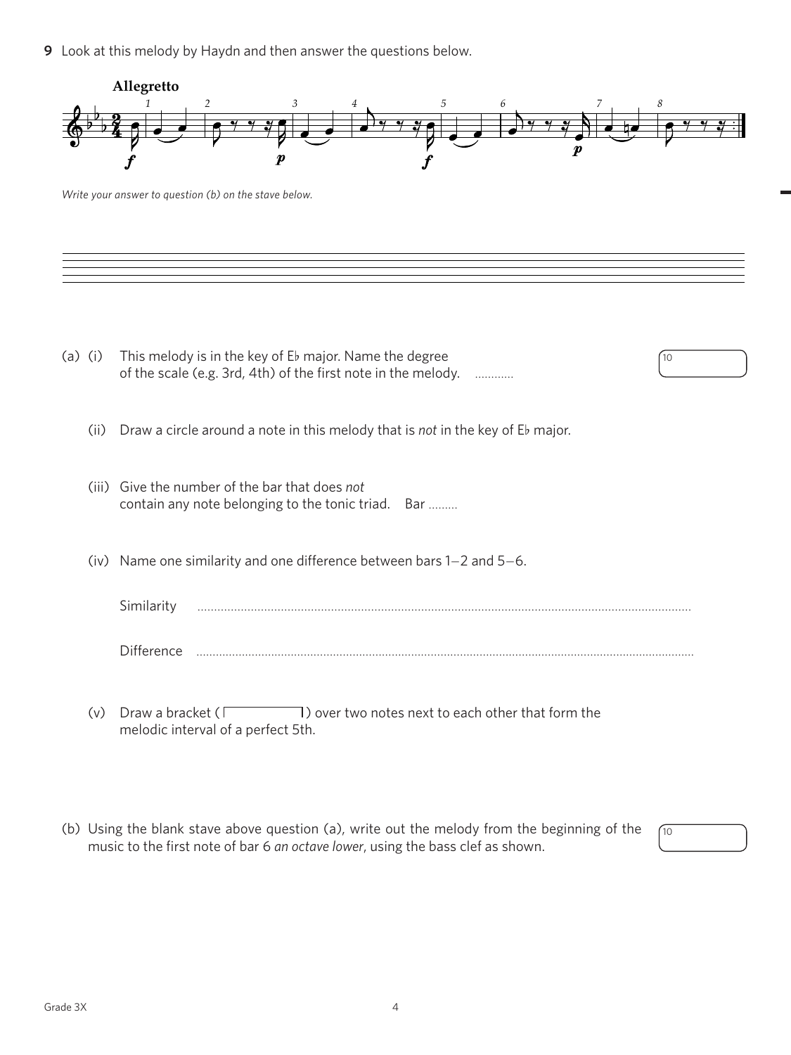**9** Look at this melody by Haydn and then answer the questions below.

**Allegretto**

*Write your answer to question (b) on the stave below.*

(a) (i) This melody is in the key of E♭ major. Name the degree of the scale (e.g. 3rd, 4th) of the first note in the melody. …………

10

(ii) Draw a circle around a note in this melody that is *not* in the key of E♭ major.

(iii) Give the number of the bar that does *not* contain any note belonging to the tonic triad. Bar ………

(iv) Name one similarity and one difference between bars 1–2 and 5–6.

Similarity ……………………………………………………………………………………………………………

Difference ……………………………………………………………………………………………………………

(v) Draw a bracket ( ⌐¬ ) over two notes next to each other that form the melodic interval of a perfect 5th.

(b) Using the blank stave above question (a), write out the melody from the beginning of the music to the first note of bar 6 *an octave lower*, using the bass clef as shown.

10